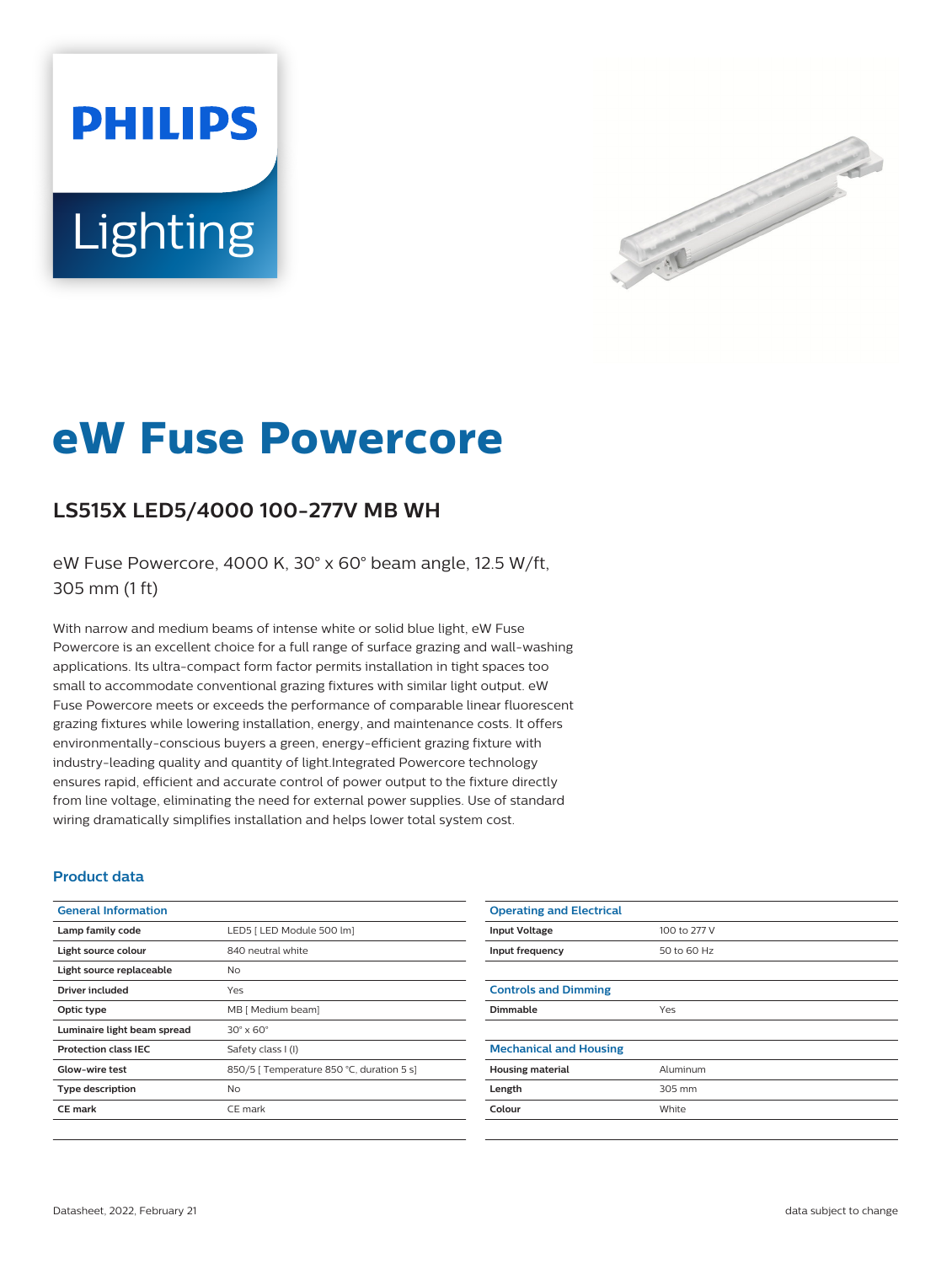# eW Fuse Powercore

## LS515X LED5/4000 100-277V MB WH

eW Fuse Powercore, 4000 K, 30° x 60° beam angle, 12.5 W/ft, 305 mm (1 ft)

With narrow and medium beams of intense white or solid blue light, eW Fuse Powercore is an excellent choice for a full range of surface grazing and wall-washing applications. Its ultra-compact form factor permits installation in tight spaces too small to accommodate conventional grazing fixtures with similar light output. eW Fuse Powercore meets or exceeds the performance of comparable linear fluorescent grazing fixtures while lowering installation, energy, and maintenance costs. It offers environmentally-conscious buyers a green, energy-efficient grazing fixture with industry-leading quality and quantity of light.Integrated Powercore technology ensures rapid, efficient and accurate control of power output to the fixture directly from line voltage, eliminating the need for external power supplies. Use of standard wiring dramatically simplifies installation and helps lower total system cost.

### Product data

| General Information | |
|---|---|
| Lamp family code | LED5 [ LED Module 500 lm] |
| Light source colour | 840 neutral white |
| Light source replaceable | No |
| Driver included | Yes |
| Optic type | MB [ Medium beam] |
| Luminaire light beam spread | 30° x 60° |
| Protection class IEC | Safety class I (I) |
| Glow-wire test | 850/5 [ Temperature 850 °C, duration 5 s] |
| Type description | No |
| CE mark | CE mark |

| Operating and Electrical | |
|---|---|
| Input Voltage | 100 to 277 V |
| Input frequency | 50 to 60 Hz |

| Controls and Dimming | |
|---|---|
| Dimmable | Yes |

| Mechanical and Housing | |
|---|---|
| Housing material | Aluminum |
| Length | 305 mm |
| Colour | White |

Datasheet, 2022, February 21

data subject to change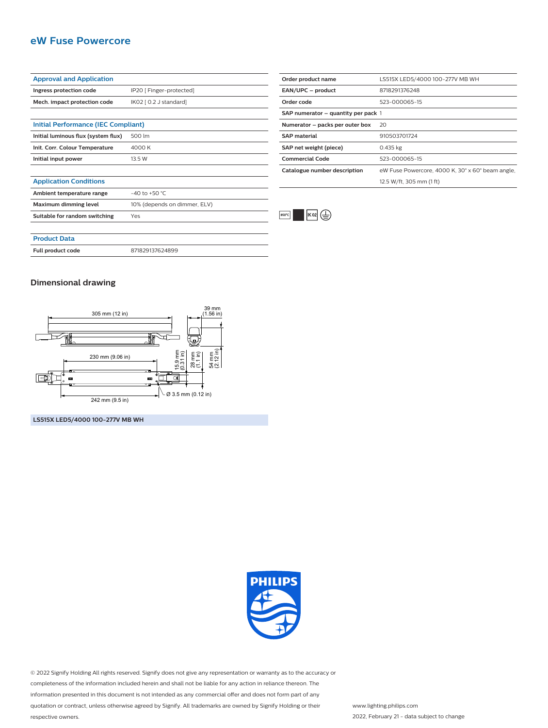## eW Fuse Powercore

| Approval and Application | |
|---|---|
| Ingress protection code | IP20 [ Finger-protected] |
| Mech. impact protection code | IK02 [ 0.2 J standard] |

| Initial Performance (IEC Compliant) | |
|---|---|
| Initial luminous flux (system flux) | 500 lm |
| Init. Corr. Colour Temperature | 4000 K |
| Initial input power | 13.5 W |

| Application Conditions | |
|---|---|
| Ambient temperature range | -40 to +50 °C |
| Maximum dimming level | 10% (depends on dimmer, ELV) |
| Suitable for random switching | Yes |

| Product Data | |
|---|---|
| Full product code | 871829137624899 |

| | |
|---|---|
| Order product name | LS515X LED5/4000 100-277V MB WH |
| EAN/UPC – product | 8718291376248 |
| Order code | 523-000065-15 |
| SAP numerator – quantity per pack | 1 |
| Numerator – packs per outer box | 20 |
| SAP material | 910503701724 |
| SAP net weight (piece) | 0.435 kg |
| Commercial Code | 523-000065-15 |
| Catalogue number description | eW Fuse Powercore, 4000 K, 30° x 60° beam angle, 12.5 W/ft, 305 mm (1 ft) |

850°C IK02

### Dimensional drawing

305 mm (12 in)
39 mm (1.56 in)
230 mm (9.06 in)
15.9 mm (0.31 in)
28 mm (1.1 in)
54 mm (2.12 in)
Ø 3.5 mm (0.12 in)
242 mm (9.5 in)

**LS515X LED5/4000 100-277V MB WH**

© 2022 Signify Holding All rights reserved. Signify does not give any representation or warranty as to the accuracy or completeness of the information included herein and shall not be liable for any action in reliance thereon. The information presented in this document is not intended as any commercial offer and does not form part of any quotation or contract, unless otherwise agreed by Signify. All trademarks are owned by Signify Holding or their respective owners.

www.lighting.philips.com
2022, February 21 - data subject to change